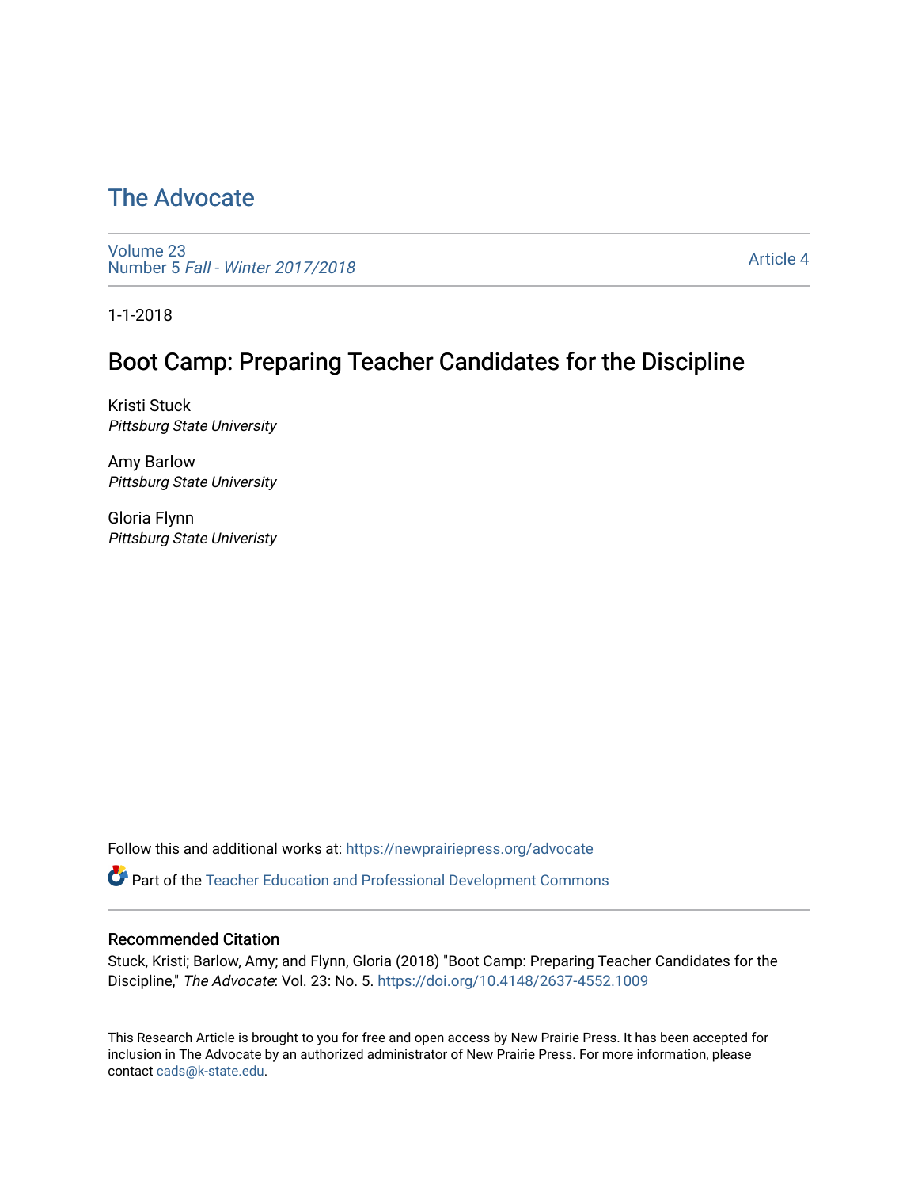# The Advocate

Volume 23
Number 5 *Fall - Winter 2017/2018*

Article 4

1-1-2018

## Boot Camp: Preparing Teacher Candidates for the Discipline

Kristi Stuck
*Pittsburg State University*

Amy Barlow
*Pittsburg State University*

Gloria Flynn
*Pittsburg State Univeristy*

Follow this and additional works at: https://newprairiepress.org/advocate

Part of the Teacher Education and Professional Development Commons

### Recommended Citation

Stuck, Kristi; Barlow, Amy; and Flynn, Gloria (2018) "Boot Camp: Preparing Teacher Candidates for the Discipline," *The Advocate*: Vol. 23: No. 5. https://doi.org/10.4148/2637-4552.1009

This Research Article is brought to you for free and open access by New Prairie Press. It has been accepted for inclusion in The Advocate by an authorized administrator of New Prairie Press. For more information, please contact cads@k-state.edu.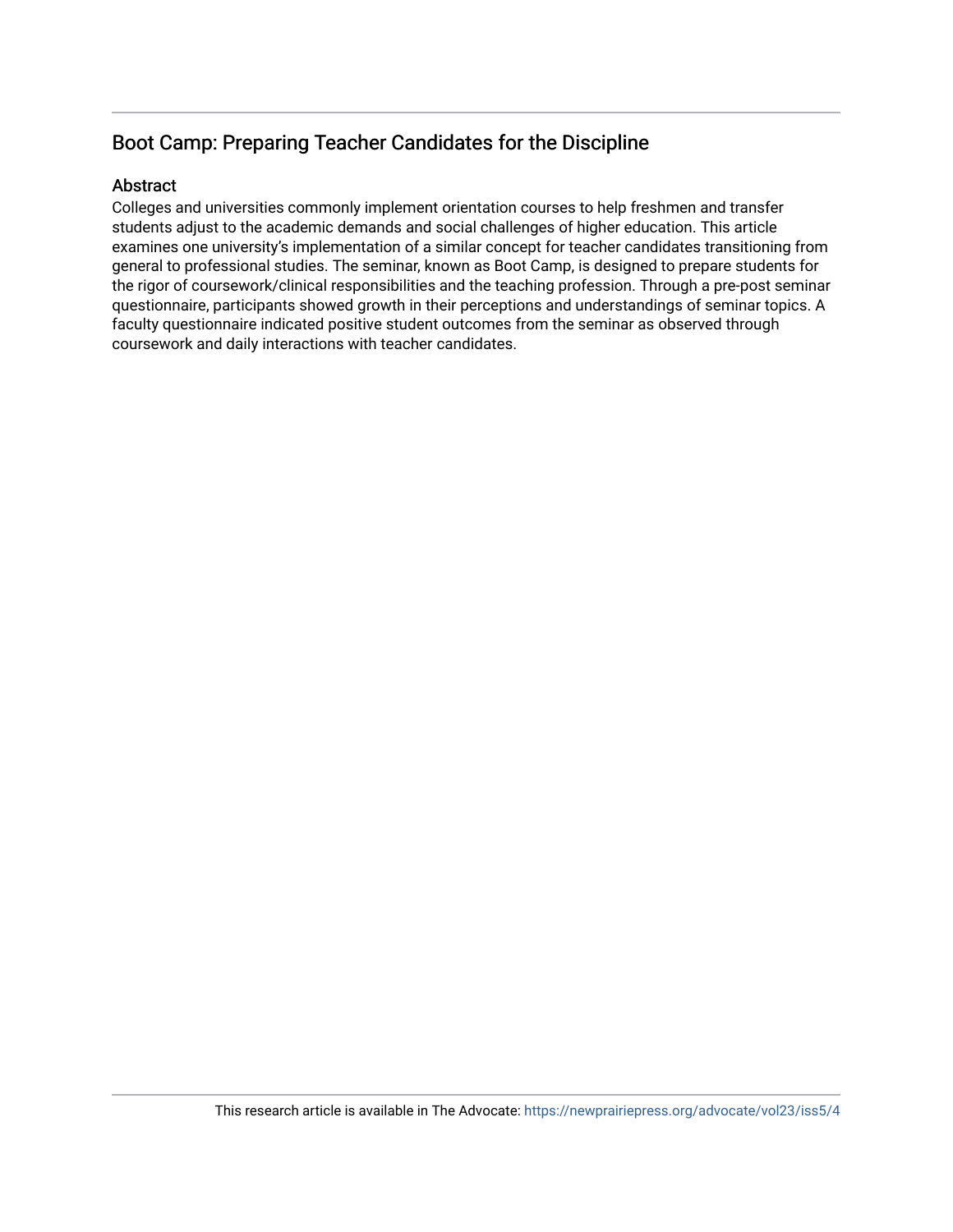## Boot Camp: Preparing Teacher Candidates for the Discipline

### Abstract

Colleges and universities commonly implement orientation courses to help freshmen and transfer students adjust to the academic demands and social challenges of higher education. This article examines one university's implementation of a similar concept for teacher candidates transitioning from general to professional studies. The seminar, known as Boot Camp, is designed to prepare students for the rigor of coursework/clinical responsibilities and the teaching profession. Through a pre-post seminar questionnaire, participants showed growth in their perceptions and understandings of seminar topics. A faculty questionnaire indicated positive student outcomes from the seminar as observed through coursework and daily interactions with teacher candidates.

This research article is available in The Advocate: https://newprairiepress.org/advocate/vol23/iss5/4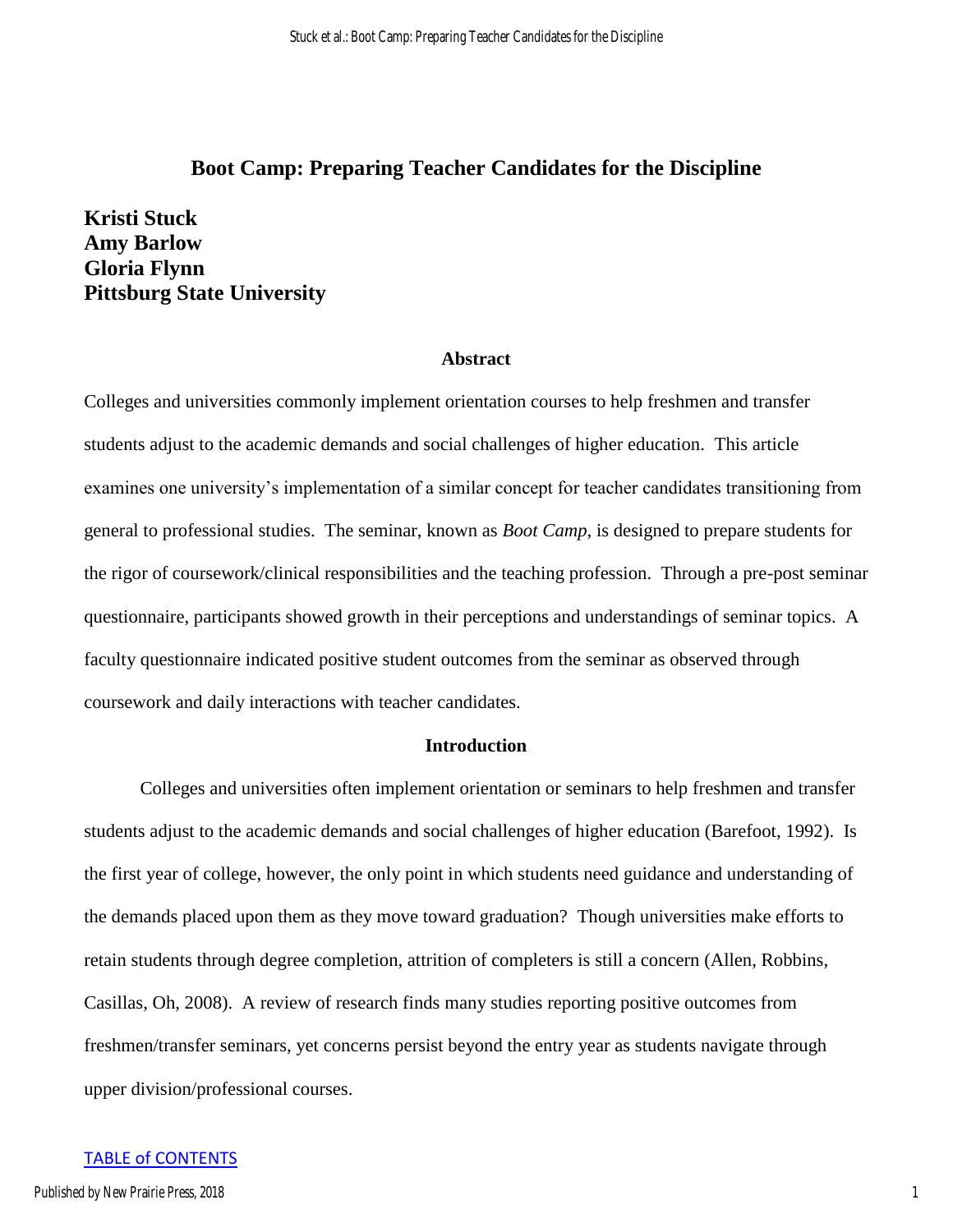# Boot Camp: Preparing Teacher Candidates for the Discipline

**Kristi Stuck**
**Amy Barlow**
**Gloria Flynn**
**Pittsburg State University**

## Abstract

Colleges and universities commonly implement orientation courses to help freshmen and transfer students adjust to the academic demands and social challenges of higher education. This article examines one university's implementation of a similar concept for teacher candidates transitioning from general to professional studies. The seminar, known as *Boot Camp*, is designed to prepare students for the rigor of coursework/clinical responsibilities and the teaching profession. Through a pre-post seminar questionnaire, participants showed growth in their perceptions and understandings of seminar topics. A faculty questionnaire indicated positive student outcomes from the seminar as observed through coursework and daily interactions with teacher candidates.

## Introduction

Colleges and universities often implement orientation or seminars to help freshmen and transfer students adjust to the academic demands and social challenges of higher education (Barefoot, 1992). Is the first year of college, however, the only point in which students need guidance and understanding of the demands placed upon them as they move toward graduation? Though universities make efforts to retain students through degree completion, attrition of completers is still a concern (Allen, Robbins, Casillas, Oh, 2008). A review of research finds many studies reporting positive outcomes from freshmen/transfer seminars, yet concerns persist beyond the entry year as students navigate through upper division/professional courses.

TABLE of CONTENTS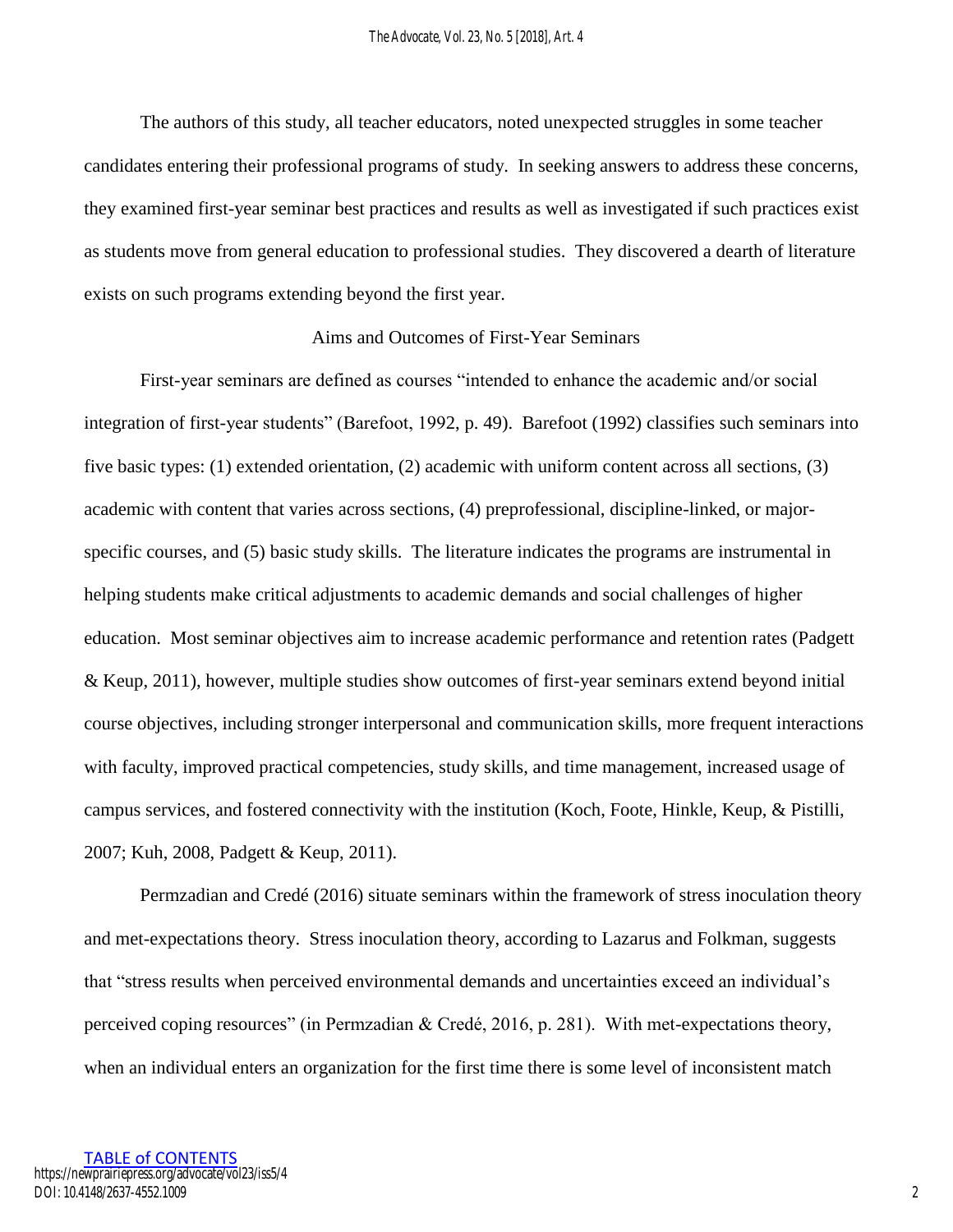The authors of this study, all teacher educators, noted unexpected struggles in some teacher candidates entering their professional programs of study. In seeking answers to address these concerns, they examined first-year seminar best practices and results as well as investigated if such practices exist as students move from general education to professional studies. They discovered a dearth of literature exists on such programs extending beyond the first year.

## Aims and Outcomes of First-Year Seminars

First-year seminars are defined as courses "intended to enhance the academic and/or social integration of first-year students" (Barefoot, 1992, p. 49). Barefoot (1992) classifies such seminars into five basic types: (1) extended orientation, (2) academic with uniform content across all sections, (3) academic with content that varies across sections, (4) preprofessional, discipline-linked, or major-specific courses, and (5) basic study skills. The literature indicates the programs are instrumental in helping students make critical adjustments to academic demands and social challenges of higher education. Most seminar objectives aim to increase academic performance and retention rates (Padgett & Keup, 2011), however, multiple studies show outcomes of first-year seminars extend beyond initial course objectives, including stronger interpersonal and communication skills, more frequent interactions with faculty, improved practical competencies, study skills, and time management, increased usage of campus services, and fostered connectivity with the institution (Koch, Foote, Hinkle, Keup, & Pistilli, 2007; Kuh, 2008, Padgett & Keup, 2011).

Permzadian and Credé (2016) situate seminars within the framework of stress inoculation theory and met-expectations theory. Stress inoculation theory, according to Lazarus and Folkman, suggests that "stress results when perceived environmental demands and uncertainties exceed an individual's perceived coping resources" (in Permzadian & Credé, 2016, p. 281). With met-expectations theory, when an individual enters an organization for the first time there is some level of inconsistent match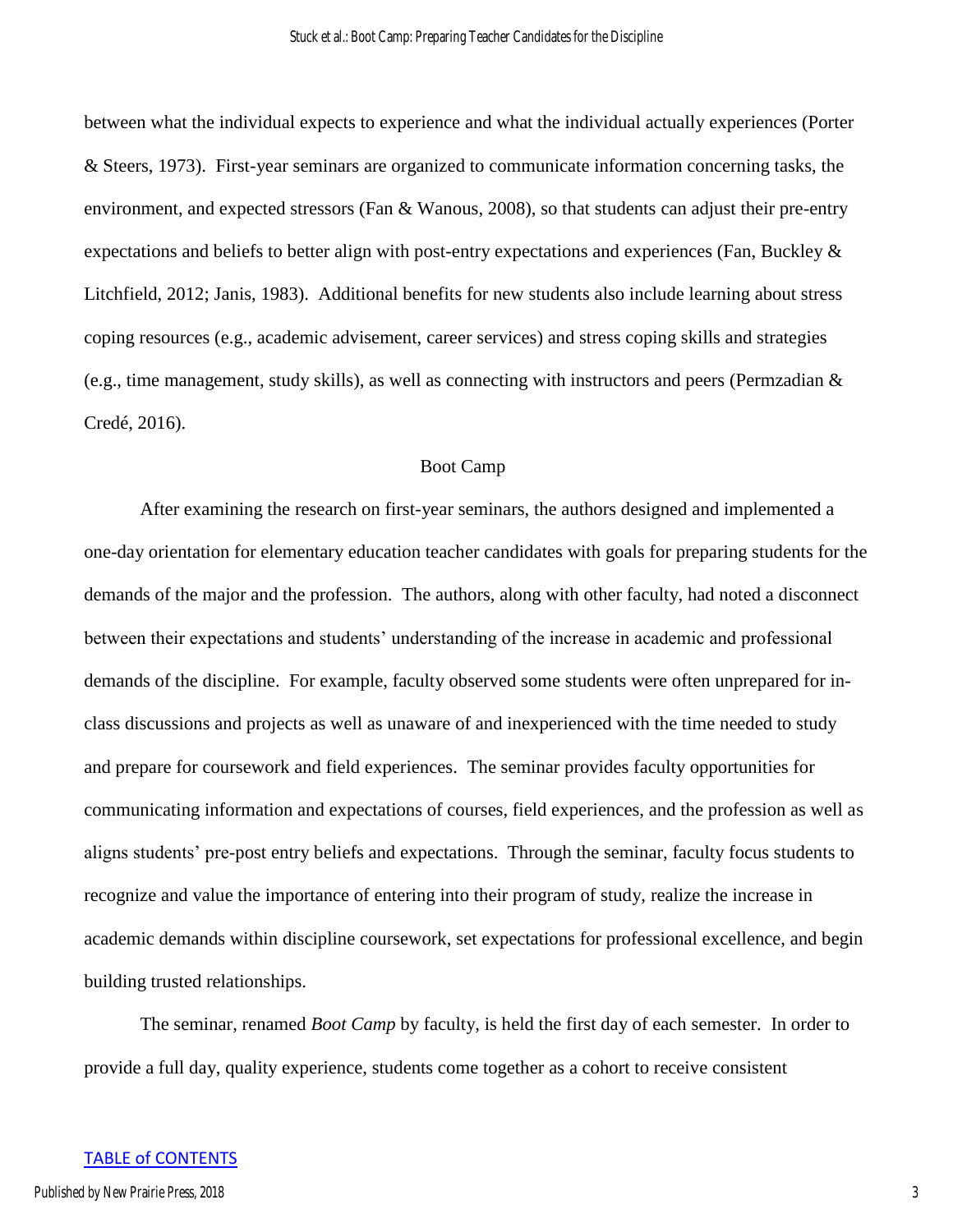between what the individual expects to experience and what the individual actually experiences (Porter & Steers, 1973). First-year seminars are organized to communicate information concerning tasks, the environment, and expected stressors (Fan & Wanous, 2008), so that students can adjust their pre-entry expectations and beliefs to better align with post-entry expectations and experiences (Fan, Buckley & Litchfield, 2012; Janis, 1983). Additional benefits for new students also include learning about stress coping resources (e.g., academic advisement, career services) and stress coping skills and strategies (e.g., time management, study skills), as well as connecting with instructors and peers (Permzadian & Credé, 2016).

## Boot Camp

After examining the research on first-year seminars, the authors designed and implemented a one-day orientation for elementary education teacher candidates with goals for preparing students for the demands of the major and the profession. The authors, along with other faculty, had noted a disconnect between their expectations and students' understanding of the increase in academic and professional demands of the discipline. For example, faculty observed some students were often unprepared for in-class discussions and projects as well as unaware of and inexperienced with the time needed to study and prepare for coursework and field experiences. The seminar provides faculty opportunities for communicating information and expectations of courses, field experiences, and the profession as well as aligns students' pre-post entry beliefs and expectations. Through the seminar, faculty focus students to recognize and value the importance of entering into their program of study, realize the increase in academic demands within discipline coursework, set expectations for professional excellence, and begin building trusted relationships.

The seminar, renamed *Boot Camp* by faculty, is held the first day of each semester. In order to provide a full day, quality experience, students come together as a cohort to receive consistent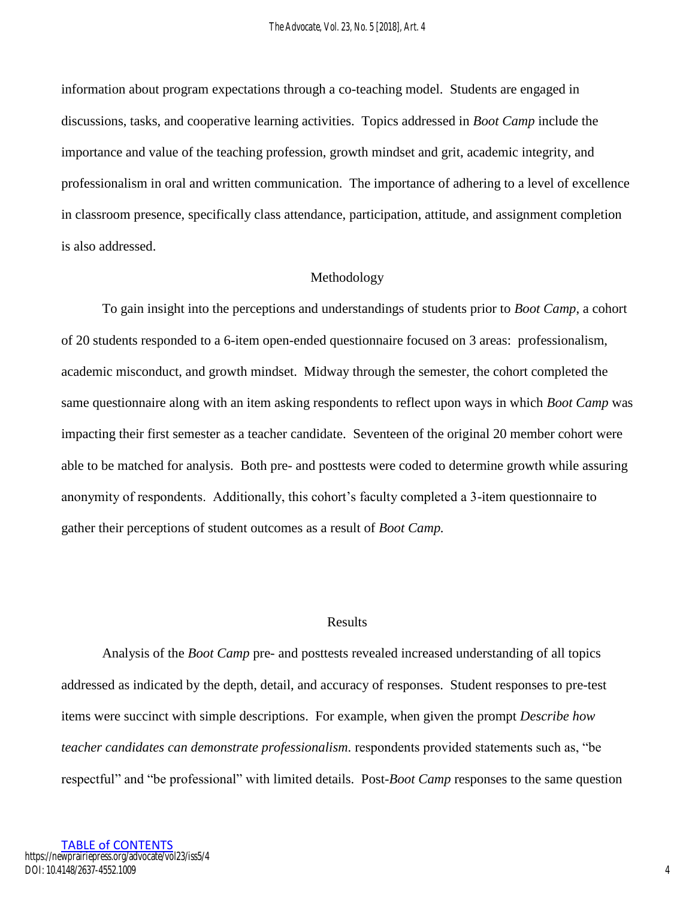information about program expectations through a co-teaching model. Students are engaged in discussions, tasks, and cooperative learning activities. Topics addressed in *Boot Camp* include the importance and value of the teaching profession, growth mindset and grit, academic integrity, and professionalism in oral and written communication. The importance of adhering to a level of excellence in classroom presence, specifically class attendance, participation, attitude, and assignment completion is also addressed.

## Methodology

To gain insight into the perceptions and understandings of students prior to *Boot Camp*, a cohort of 20 students responded to a 6-item open-ended questionnaire focused on 3 areas: professionalism, academic misconduct, and growth mindset. Midway through the semester, the cohort completed the same questionnaire along with an item asking respondents to reflect upon ways in which *Boot Camp* was impacting their first semester as a teacher candidate. Seventeen of the original 20 member cohort were able to be matched for analysis. Both pre- and posttests were coded to determine growth while assuring anonymity of respondents. Additionally, this cohort's faculty completed a 3-item questionnaire to gather their perceptions of student outcomes as a result of *Boot Camp.*

## Results

Analysis of the *Boot Camp* pre- and posttests revealed increased understanding of all topics addressed as indicated by the depth, detail, and accuracy of responses. Student responses to pre-test items were succinct with simple descriptions. For example, when given the prompt *Describe how teacher candidates can demonstrate professionalism.* respondents provided statements such as, "be respectful" and "be professional" with limited details. Post-*Boot Camp* responses to the same question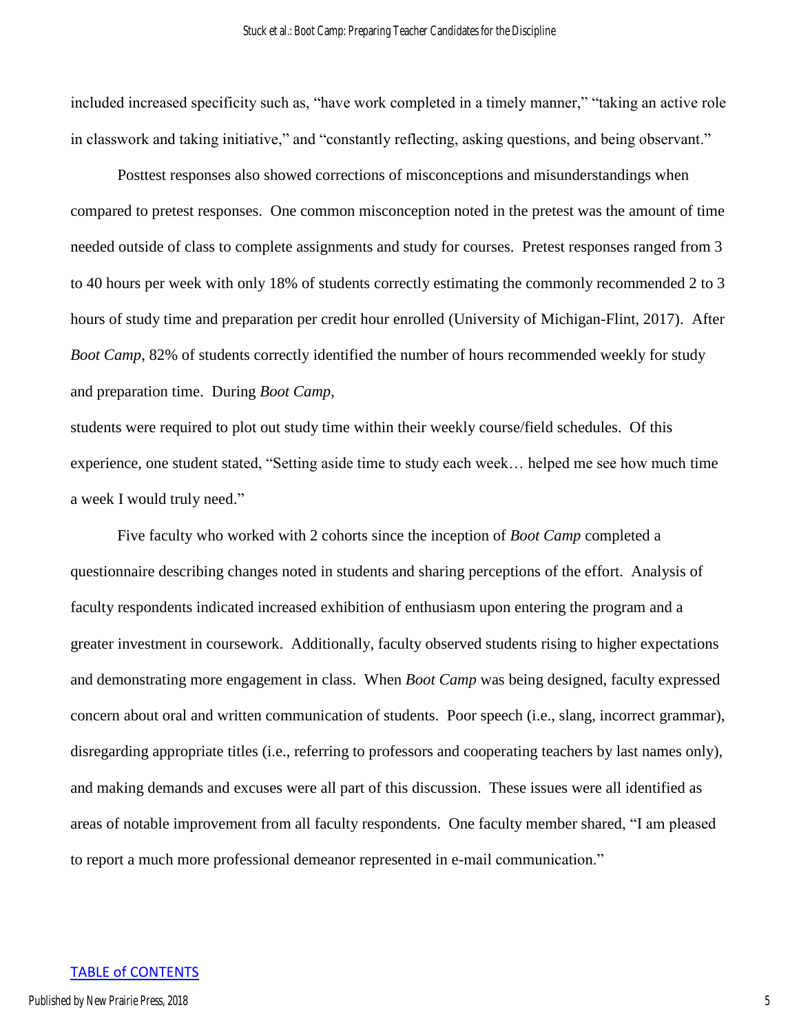included increased specificity such as, "have work completed in a timely manner," "taking an active role in classwork and taking initiative," and "constantly reflecting, asking questions, and being observant."

Posttest responses also showed corrections of misconceptions and misunderstandings when compared to pretest responses. One common misconception noted in the pretest was the amount of time needed outside of class to complete assignments and study for courses. Pretest responses ranged from 3 to 40 hours per week with only 18% of students correctly estimating the commonly recommended 2 to 3 hours of study time and preparation per credit hour enrolled (University of Michigan-Flint, 2017). After *Boot Camp*, 82% of students correctly identified the number of hours recommended weekly for study and preparation time. During *Boot Camp,* students were required to plot out study time within their weekly course/field schedules. Of this experience, one student stated, "Setting aside time to study each week… helped me see how much time a week I would truly need."

Five faculty who worked with 2 cohorts since the inception of *Boot Camp* completed a questionnaire describing changes noted in students and sharing perceptions of the effort. Analysis of faculty respondents indicated increased exhibition of enthusiasm upon entering the program and a greater investment in coursework. Additionally, faculty observed students rising to higher expectations and demonstrating more engagement in class. When *Boot Camp* was being designed, faculty expressed concern about oral and written communication of students. Poor speech (i.e., slang, incorrect grammar), disregarding appropriate titles (i.e., referring to professors and cooperating teachers by last names only), and making demands and excuses were all part of this discussion. These issues were all identified as areas of notable improvement from all faculty respondents. One faculty member shared, "I am pleased to report a much more professional demeanor represented in e-mail communication."

[TABLE of CONTENTS](#)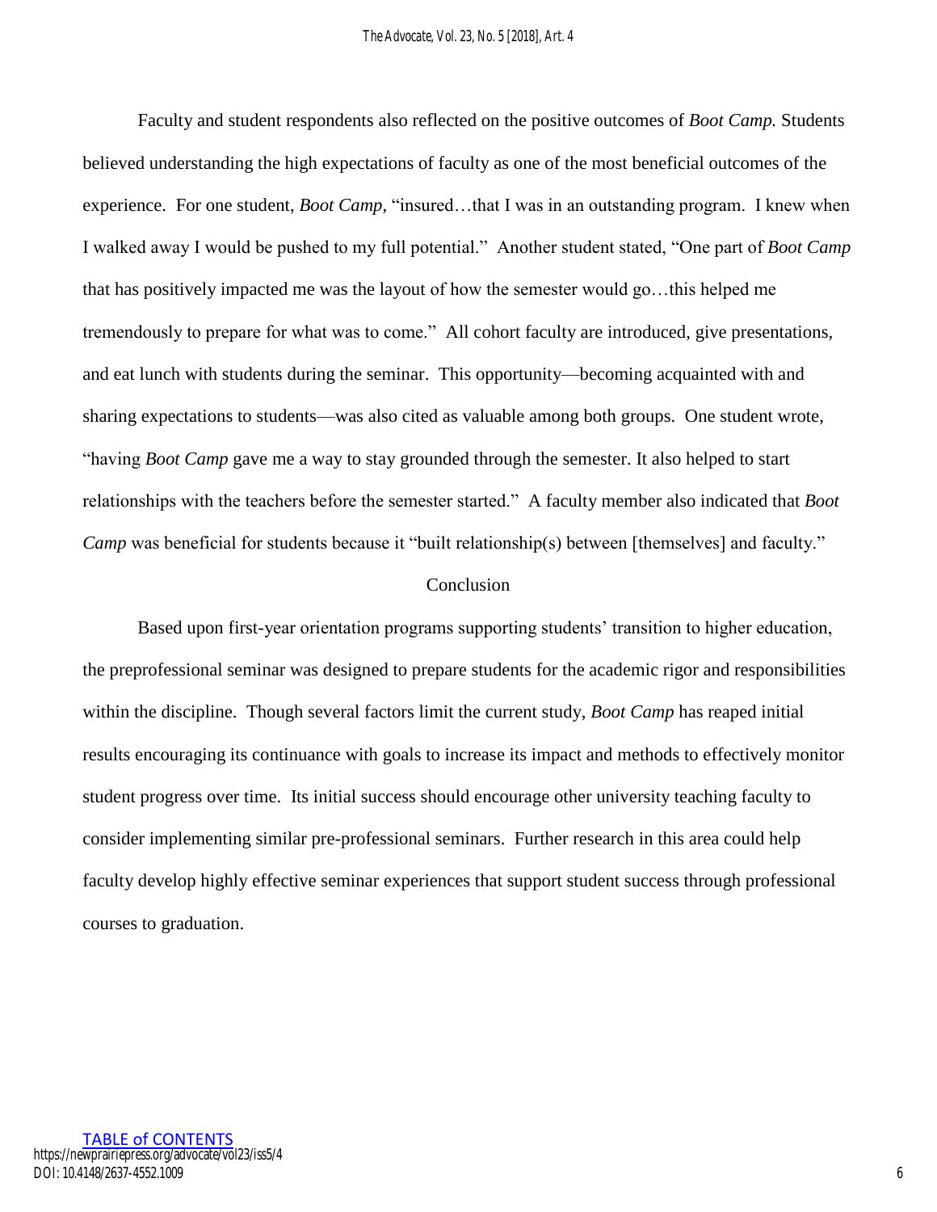Faculty and student respondents also reflected on the positive outcomes of *Boot Camp.* Students believed understanding the high expectations of faculty as one of the most beneficial outcomes of the experience. For one student, *Boot Camp*, "insured…that I was in an outstanding program. I knew when I walked away I would be pushed to my full potential." Another student stated, "One part of *Boot Camp* that has positively impacted me was the layout of how the semester would go…this helped me tremendously to prepare for what was to come." All cohort faculty are introduced, give presentations, and eat lunch with students during the seminar. This opportunity—becoming acquainted with and sharing expectations to students—was also cited as valuable among both groups. One student wrote, "having *Boot Camp* gave me a way to stay grounded through the semester. It also helped to start relationships with the teachers before the semester started." A faculty member also indicated that *Boot Camp* was beneficial for students because it "built relationship(s) between [themselves] and faculty."

## Conclusion

Based upon first-year orientation programs supporting students' transition to higher education, the preprofessional seminar was designed to prepare students for the academic rigor and responsibilities within the discipline. Though several factors limit the current study, *Boot Camp* has reaped initial results encouraging its continuance with goals to increase its impact and methods to effectively monitor student progress over time. Its initial success should encourage other university teaching faculty to consider implementing similar pre-professional seminars. Further research in this area could help faculty develop highly effective seminar experiences that support student success through professional courses to graduation.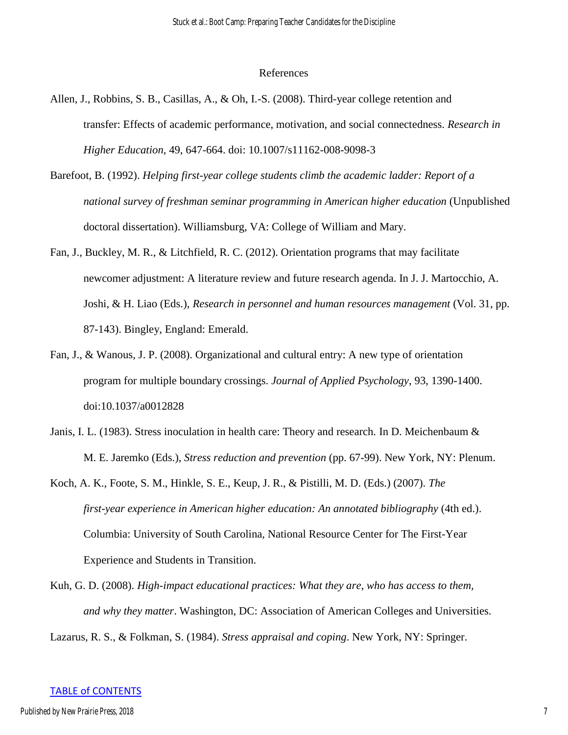# References

Allen, J., Robbins, S. B., Casillas, A., & Oh, I.-S. (2008). Third-year college retention and transfer: Effects of academic performance, motivation, and social connectedness. *Research in Higher Education*, 49, 647-664. doi: 10.1007/s11162-008-9098-3

Barefoot, B. (1992). *Helping first-year college students climb the academic ladder: Report of a national survey of freshman seminar programming in American higher education* (Unpublished doctoral dissertation). Williamsburg, VA: College of William and Mary.

Fan, J., Buckley, M. R., & Litchfield, R. C. (2012). Orientation programs that may facilitate newcomer adjustment: A literature review and future research agenda. In J. J. Martocchio, A. Joshi, & H. Liao (Eds.), *Research in personnel and human resources management* (Vol. 31, pp. 87-143). Bingley, England: Emerald.

Fan, J., & Wanous, J. P. (2008). Organizational and cultural entry: A new type of orientation program for multiple boundary crossings. *Journal of Applied Psychology*, 93, 1390-1400. doi:10.1037/a0012828

Janis, I. L. (1983). Stress inoculation in health care: Theory and research. In D. Meichenbaum & M. E. Jaremko (Eds.), *Stress reduction and prevention* (pp. 67-99). New York, NY: Plenum.

Koch, A. K., Foote, S. M., Hinkle, S. E., Keup, J. R., & Pistilli, M. D. (Eds.) (2007). *The first-year experience in American higher education: An annotated bibliography* (4th ed.). Columbia: University of South Carolina, National Resource Center for The First-Year Experience and Students in Transition.

Kuh, G. D. (2008). *High-impact educational practices: What they are, who has access to them, and why they matter*. Washington, DC: Association of American Colleges and Universities.

Lazarus, R. S., & Folkman, S. (1984). *Stress appraisal and coping*. New York, NY: Springer.

TABLE of CONTENTS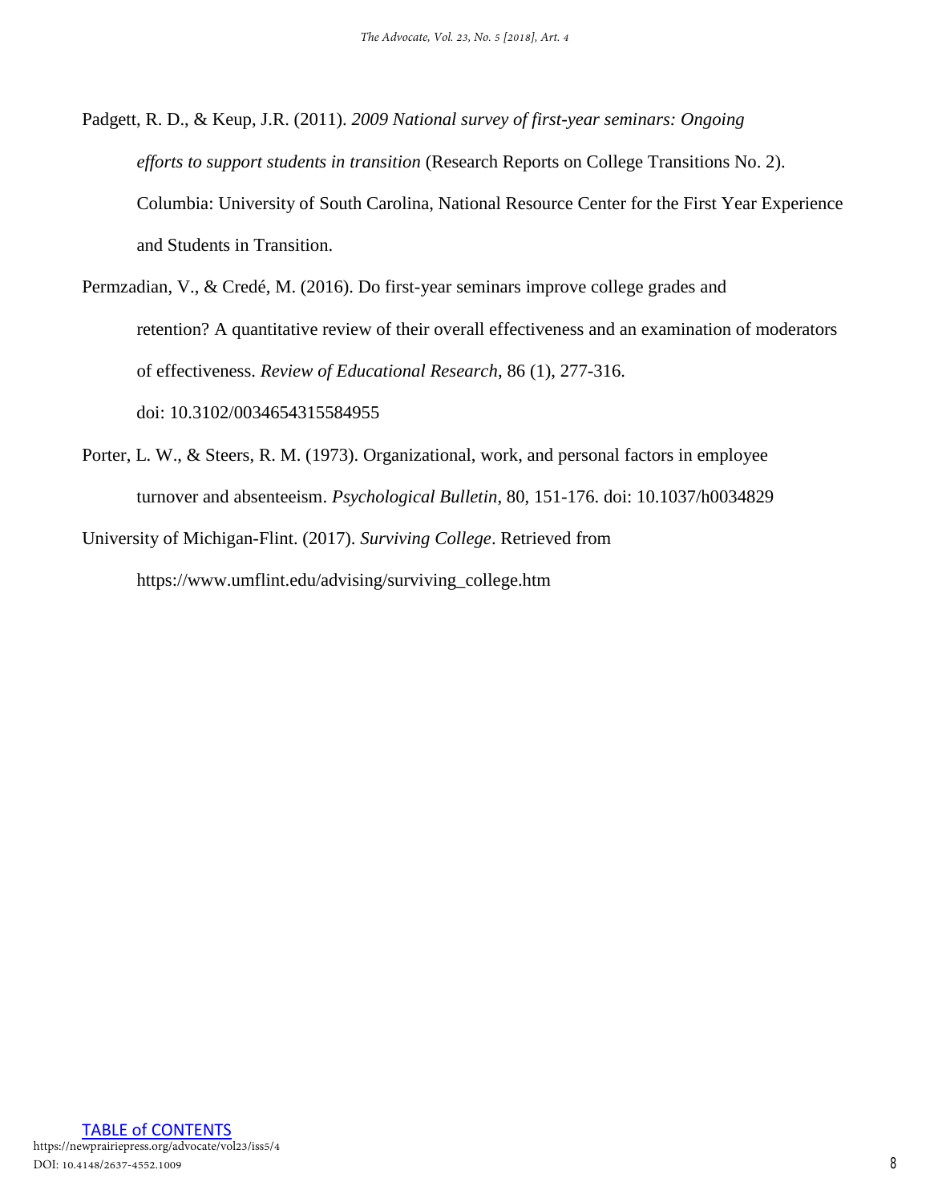Padgett, R. D., & Keup, J.R. (2011). *2009 National survey of first-year seminars: Ongoing efforts to support students in transition* (Research Reports on College Transitions No. 2). Columbia: University of South Carolina, National Resource Center for the First Year Experience and Students in Transition.

Permzadian, V., & Credé, M. (2016). Do first-year seminars improve college grades and retention? A quantitative review of their overall effectiveness and an examination of moderators of effectiveness. *Review of Educational Research*, 86 (1), 277-316. doi: 10.3102/0034654315584955

Porter, L. W., & Steers, R. M. (1973). Organizational, work, and personal factors in employee turnover and absenteeism. *Psychological Bulletin*, 80, 151-176. doi: 10.1037/h0034829

University of Michigan-Flint. (2017). *Surviving College*. Retrieved from https://www.umflint.edu/advising/surviving_college.htm

TABLE of CONTENTS